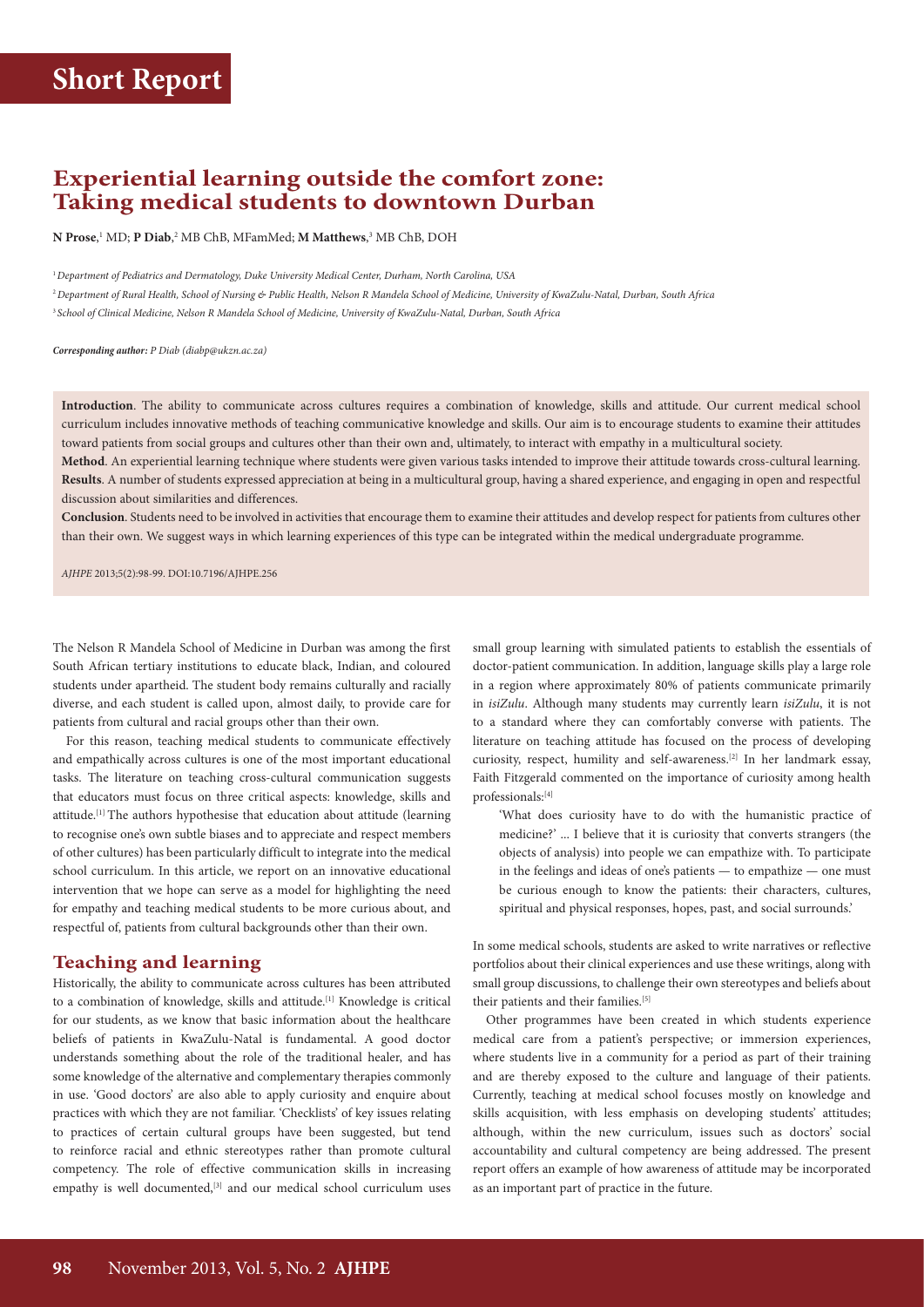# Short Report

## Experiential learning outside the comfort zone: Taking medical students to downtown Durban

**N Prose**,[1] MD; **P Diab**,[2] MB ChB, MFamMed; **M Matthews**,[3] MB ChB, DOH

[1] *Department of Pediatrics and Dermatology, Duke University Medical Center, Durham, North Carolina, USA*

[2] *Department of Rural Health, School of Nursing & Public Health, Nelson R Mandela School of Medicine, University of KwaZulu-Natal, Durban, South Africa*

[3] *School of Clinical Medicine, Nelson R Mandela School of Medicine, University of KwaZulu-Natal, Durban, South Africa*

***Corresponding author:** P Diab (diabp@ukzn.ac.za)*

**Introduction**. The ability to communicate across cultures requires a combination of knowledge, skills and attitude. Our current medical school curriculum includes innovative methods of teaching communicative knowledge and skills. Our aim is to encourage students to examine their attitudes toward patients from social groups and cultures other than their own and, ultimately, to interact with empathy in a multicultural society.

**Method**. An experiential learning technique where students were given various tasks intended to improve their attitude towards cross-cultural learning.

**Results**. A number of students expressed appreciation at being in a multicultural group, having a shared experience, and engaging in open and respectful discussion about similarities and differences.

**Conclusion**. Students need to be involved in activities that encourage them to examine their attitudes and develop respect for patients from cultures other than their own. We suggest ways in which learning experiences of this type can be integrated within the medical undergraduate programme.

*AJHPE* 2013;5(2):98-99. DOI:10.7196/AJHPE.256

The Nelson R Mandela School of Medicine in Durban was among the first South African tertiary institutions to educate black, Indian, and coloured students under apartheid. The student body remains culturally and racially diverse, and each student is called upon, almost daily, to provide care for patients from cultural and racial groups other than their own.

For this reason, teaching medical students to communicate effectively and empathically across cultures is one of the most important educational tasks. The literature on teaching cross-cultural communication suggests that educators must focus on three critical aspects: knowledge, skills and attitude.[1] The authors hypothesise that education about attitude (learning to recognise one's own subtle biases and to appreciate and respect members of other cultures) has been particularly difficult to integrate into the medical school curriculum. In this article, we report on an innovative educational intervention that we hope can serve as a model for highlighting the need for empathy and teaching medical students to be more curious about, and respectful of, patients from cultural backgrounds other than their own.

## Teaching and learning

Historically, the ability to communicate across cultures has been attributed to a combination of knowledge, skills and attitude.[1] Knowledge is critical for our students, as we know that basic information about the healthcare beliefs of patients in KwaZulu-Natal is fundamental. A good doctor understands something about the role of the traditional healer, and has some knowledge of the alternative and complementary therapies commonly in use. 'Good doctors' are also able to apply curiosity and enquire about practices with which they are not familiar. 'Checklists' of key issues relating to practices of certain cultural groups have been suggested, but tend to reinforce racial and ethnic stereotypes rather than promote cultural competency. The role of effective communication skills in increasing empathy is well documented,[3] and our medical school curriculum uses small group learning with simulated patients to establish the essentials of doctor-patient communication. In addition, language skills play a large role in a region where approximately 80% of patients communicate primarily in *isiZulu*. Although many students may currently learn *isiZulu*, it is not to a standard where they can comfortably converse with patients. The literature on teaching attitude has focused on the process of developing curiosity, respect, humility and self-awareness.[2] In her landmark essay, Faith Fitzgerald commented on the importance of curiosity among health professionals:[4]

> 'What does curiosity have to do with the humanistic practice of medicine?' ... I believe that it is curiosity that converts strangers (the objects of analysis) into people we can empathize with. To participate in the feelings and ideas of one's patients — to empathize — one must be curious enough to know the patients: their characters, cultures, spiritual and physical responses, hopes, past, and social surrounds.'

In some medical schools, students are asked to write narratives or reflective portfolios about their clinical experiences and use these writings, along with small group discussions, to challenge their own stereotypes and beliefs about their patients and their families.[5]

Other programmes have been created in which students experience medical care from a patient's perspective; or immersion experiences, where students live in a community for a period as part of their training and are thereby exposed to the culture and language of their patients. Currently, teaching at medical school focuses mostly on knowledge and skills acquisition, with less emphasis on developing students' attitudes; although, within the new curriculum, issues such as doctors' social accountability and cultural competency are being addressed. The present report offers an example of how awareness of attitude may be incorporated as an important part of practice in the future.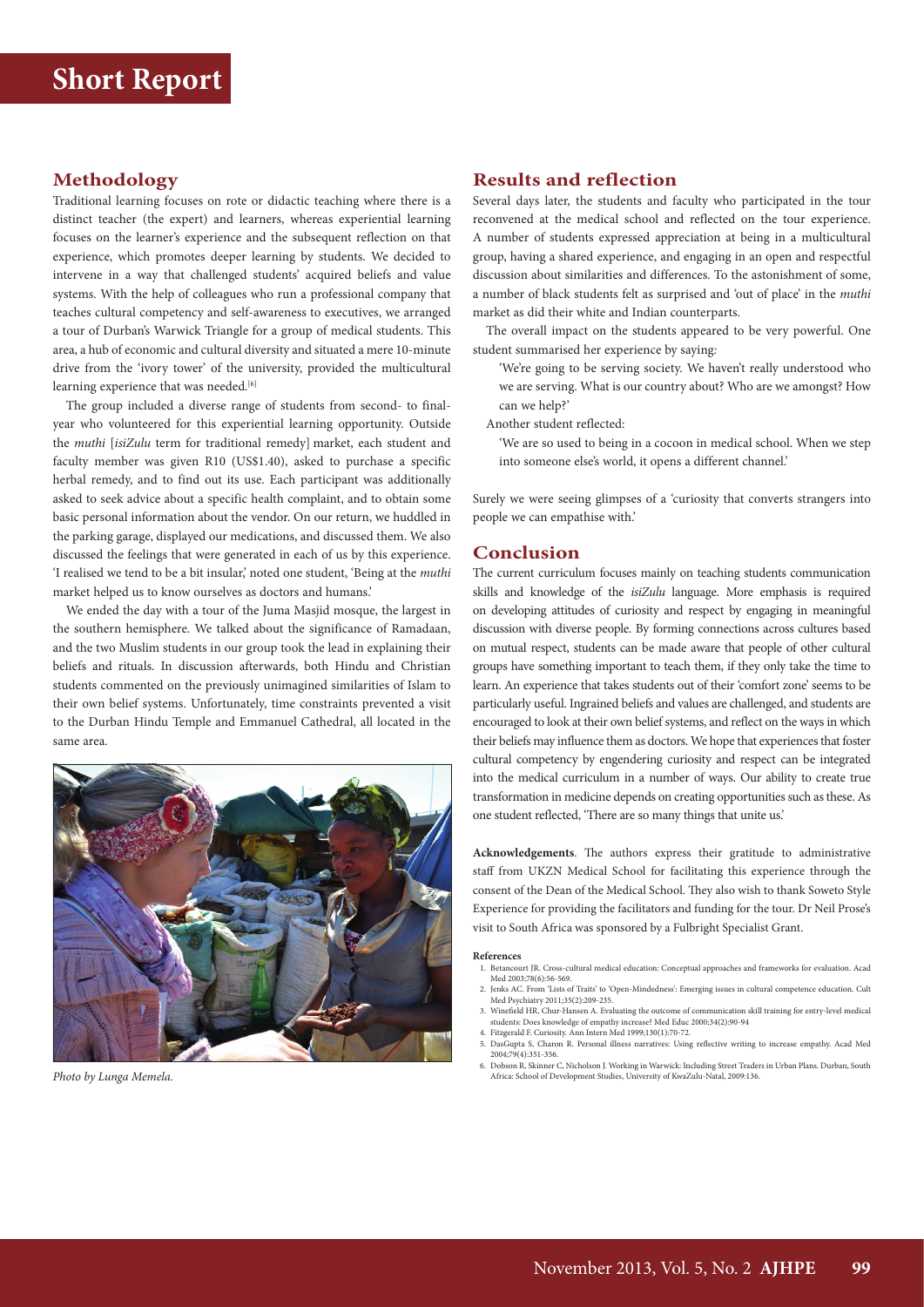## Methodology

Traditional learning focuses on rote or didactic teaching where there is a distinct teacher (the expert) and learners, whereas experiential learning focuses on the learner's experience and the subsequent reflection on that experience, which promotes deeper learning by students. We decided to intervene in a way that challenged students' acquired beliefs and value systems. With the help of colleagues who run a professional company that teaches cultural competency and self-awareness to executives, we arranged a tour of Durban's Warwick Triangle for a group of medical students. This area, a hub of economic and cultural diversity and situated a mere 10-minute drive from the 'ivory tower' of the university, provided the multicultural learning experience that was needed.[6]

The group included a diverse range of students from second- to final-year who volunteered for this experiential learning opportunity. Outside the *muthi* [*isiZulu* term for traditional remedy] market, each student and faculty member was given R10 (US$1.40), asked to purchase a specific herbal remedy, and to find out its use. Each participant was additionally asked to seek advice about a specific health complaint, and to obtain some basic personal information about the vendor. On our return, we huddled in the parking garage, displayed our medications, and discussed them. We also discussed the feelings that were generated in each of us by this experience. 'I realised we tend to be a bit insular,' noted one student, 'Being at the *muthi* market helped us to know ourselves as doctors and humans.'

We ended the day with a tour of the Juma Masjid mosque, the largest in the southern hemisphere. We talked about the significance of Ramadaan, and the two Muslim students in our group took the lead in explaining their beliefs and rituals. In discussion afterwards, both Hindu and Christian students commented on the previously unimagined similarities of Islam to their own belief systems. Unfortunately, time constraints prevented a visit to the Durban Hindu Temple and Emmanuel Cathedral, all located in the same area.

*Photo by Lunga Memela.*

## Results and reflection

Several days later, the students and faculty who participated in the tour reconvened at the medical school and reflected on the tour experience. A number of students expressed appreciation at being in a multicultural group, having a shared experience, and engaging in an open and respectful discussion about similarities and differences. To the astonishment of some, a number of black students felt as surprised and 'out of place' in the *muthi* market as did their white and Indian counterparts.

The overall impact on the students appeared to be very powerful. One student summarised her experience by saying:

> 'We're going to be serving society. We haven't really understood who we are serving. What is our country about? Who are we amongst? How can we help?'

Another student reflected:

> 'We are so used to being in a cocoon in medical school. When we step into someone else's world, it opens a different channel.'

Surely we were seeing glimpses of a 'curiosity that converts strangers into people we can empathise with.'

## Conclusion

The current curriculum focuses mainly on teaching students communication skills and knowledge of the *isiZulu* language. More emphasis is required on developing attitudes of curiosity and respect by engaging in meaningful discussion with diverse people. By forming connections across cultures based on mutual respect, students can be made aware that people of other cultural groups have something important to teach them, if they only take the time to learn. An experience that takes students out of their 'comfort zone' seems to be particularly useful. Ingrained beliefs and values are challenged, and students are encouraged to look at their own belief systems, and reflect on the ways in which their beliefs may influence them as doctors. We hope that experiences that foster cultural competency by engendering curiosity and respect can be integrated into the medical curriculum in a number of ways. Our ability to create true transformation in medicine depends on creating opportunities such as these. As one student reflected, 'There are so many things that unite us.'

**Acknowledgements**. The authors express their gratitude to administrative staff from UKZN Medical School for facilitating this experience through the consent of the Dean of the Medical School. They also wish to thank Soweto Style Experience for providing the facilitators and funding for the tour. Dr Neil Prose's visit to South Africa was sponsored by a Fulbright Specialist Grant.

**References**

1. Betancourt JR. Cross-cultural medical education: Conceptual approaches and frameworks for evaluation. Acad Med 2003;78(6):56-569.
2. Jenks AC. From 'Lists of Traits' to 'Open-Mindedness': Emerging issues in cultural competence education. Cult Med Psychiatry 2011;35(2):209-235.
3. Winefield HR, Chur-Hansen A. Evaluating the outcome of communication skill training for entry-level medical students: Does knowledge of empathy increase? Med Educ 2000;34(2):90-94
4. Fitzgerald F. Curiosity. Ann Intern Med 1999;130(1):70-72.
5. DasGupta S, Charon R. Personal illness narratives: Using reflective writing to increase empathy. Acad Med 2004;79(4):351-356.
6. Dobson R, Skinner C, Nicholson J. Working in Warwick: Including Street Traders in Urban Plans. Durban, South Africa: School of Development Studies, University of KwaZulu-Natal, 2009:136.